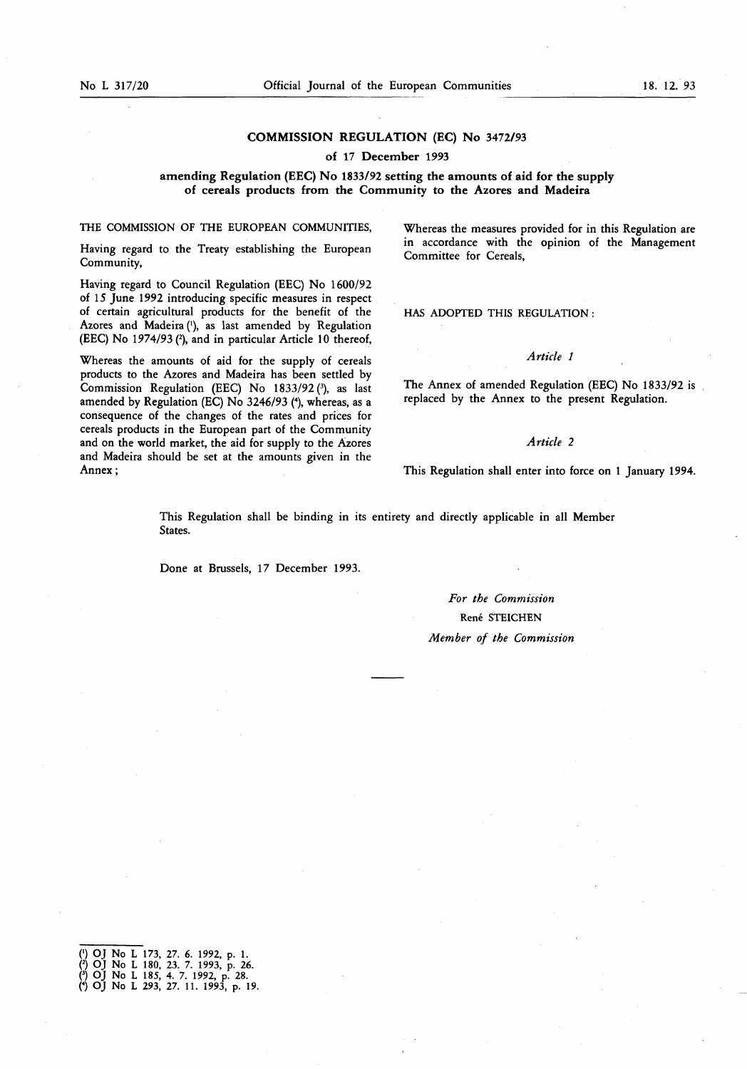# COMMISSION REGULATION (EC) No 3472/93

## of 17 December 1993

## amending Regulation (EEC) No 1833/92 setting the amounts of aid for the supply of cereals products from the Community to the Azores and Madeira

THE COMMISSION OF THE EUROPEAN COMMUNITIES,

Having regard to the Treaty establishing the European Community,

Having regard to Council Regulation (EEC) No 1600/92 of 15 June 1992 introducing specific measures in respect of certain agricultural products for the benefit of the Azores and Madeira [1], as last amended by Regulation (EEC) No 1974/93 [2], and in particular Article 10 thereof,

Whereas the amounts of aid for the supply of cereals products to the Azores and Madeira has been settled by Commission Regulation (EEC) No 1833/92 [3], as last amended by Regulation (EC) No 3246/93 [4], whereas, as a consequence of the changes of the rates and prices for cereals products in the European part of the Community and on the world market, the aid for supply to the Azores and Madeira should be set at the amounts given in the Annex;

Whereas the measures provided for in this Regulation are in accordance with the opinion of the Management Committee for Cereals,

HAS ADOPTED THIS REGULATION:

### *Article 1*

The Annex of amended Regulation (EEC) No 1833/92 is replaced by the Annex to the present Regulation.

### *Article 2*

This Regulation shall enter into force on 1 January 1994.

This Regulation shall be binding in its entirety and directly applicable in all Member States.

Done at Brussels, 17 December 1993.

*For the Commission*

René STEICHEN

*Member of the Commission*

---

[1] OJ No L 173, 27. 6. 1992, p. 1.

[2] OJ No L 180, 23. 7. 1993, p. 26.

[3] OJ No L 185, 4. 7. 1992, p. 28.

[4] OJ No L 293, 27. 11. 1993, p. 19.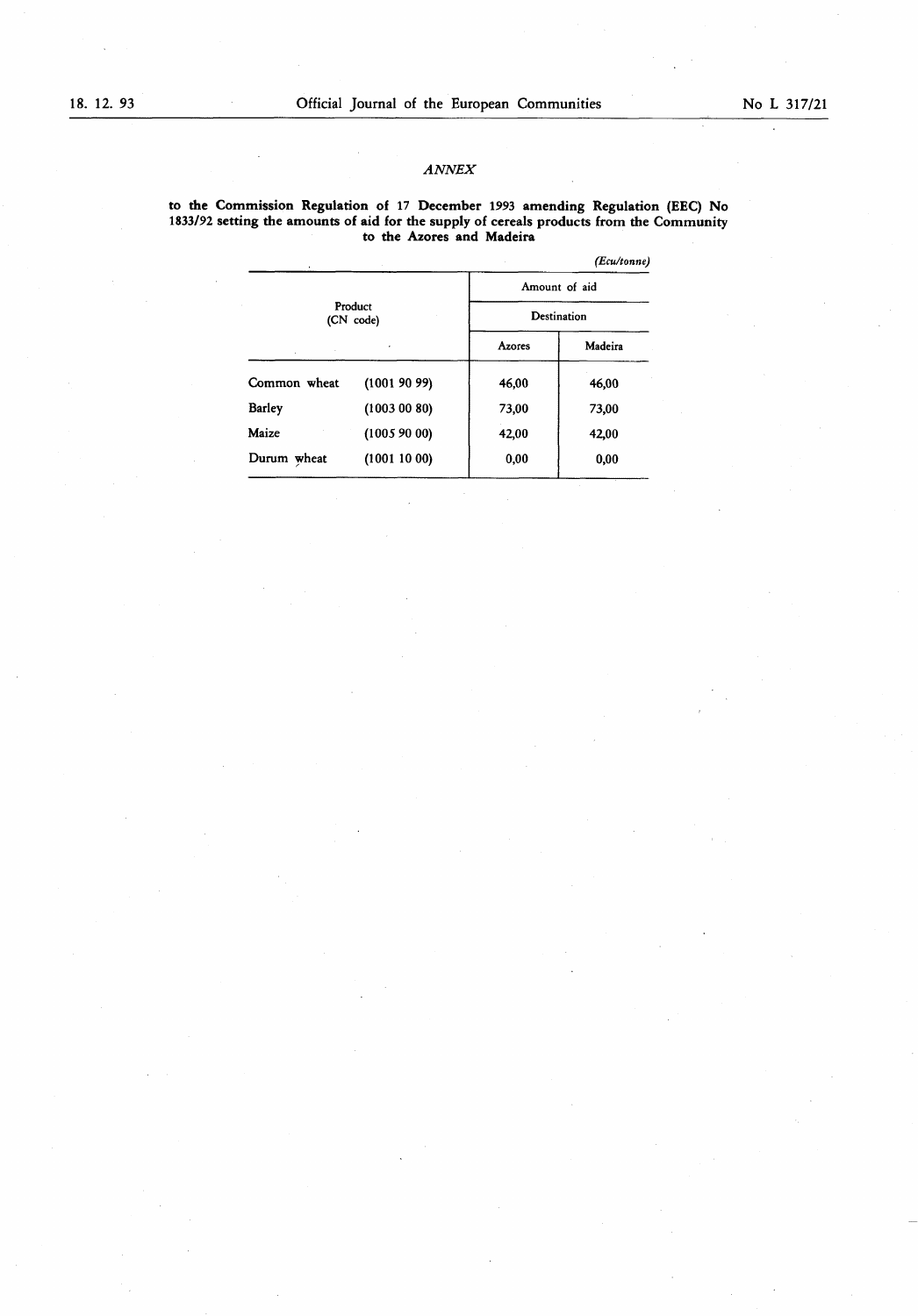*ANNEX*

**to the Commission Regulation of 17 December 1993 amending Regulation (EEC) No 1833/92 setting the amounts of aid for the supply of cereals products from the Community to the Azores and Madeira**

*(Ecu/tonne)*

| Product (CN code) | | Amount of aid | |
|---|---|---|---|
| | | Destination | |
| | | Azores | Madeira |
| Common wheat | (1001 90 99) | 46,00 | 46,00 |
| Barley | (1003 00 80) | 73,00 | 73,00 |
| Maize | (1005 90 00) | 42,00 | 42,00 |
| Durum wheat | (1001 10 00) | 0,00 | 0,00 |